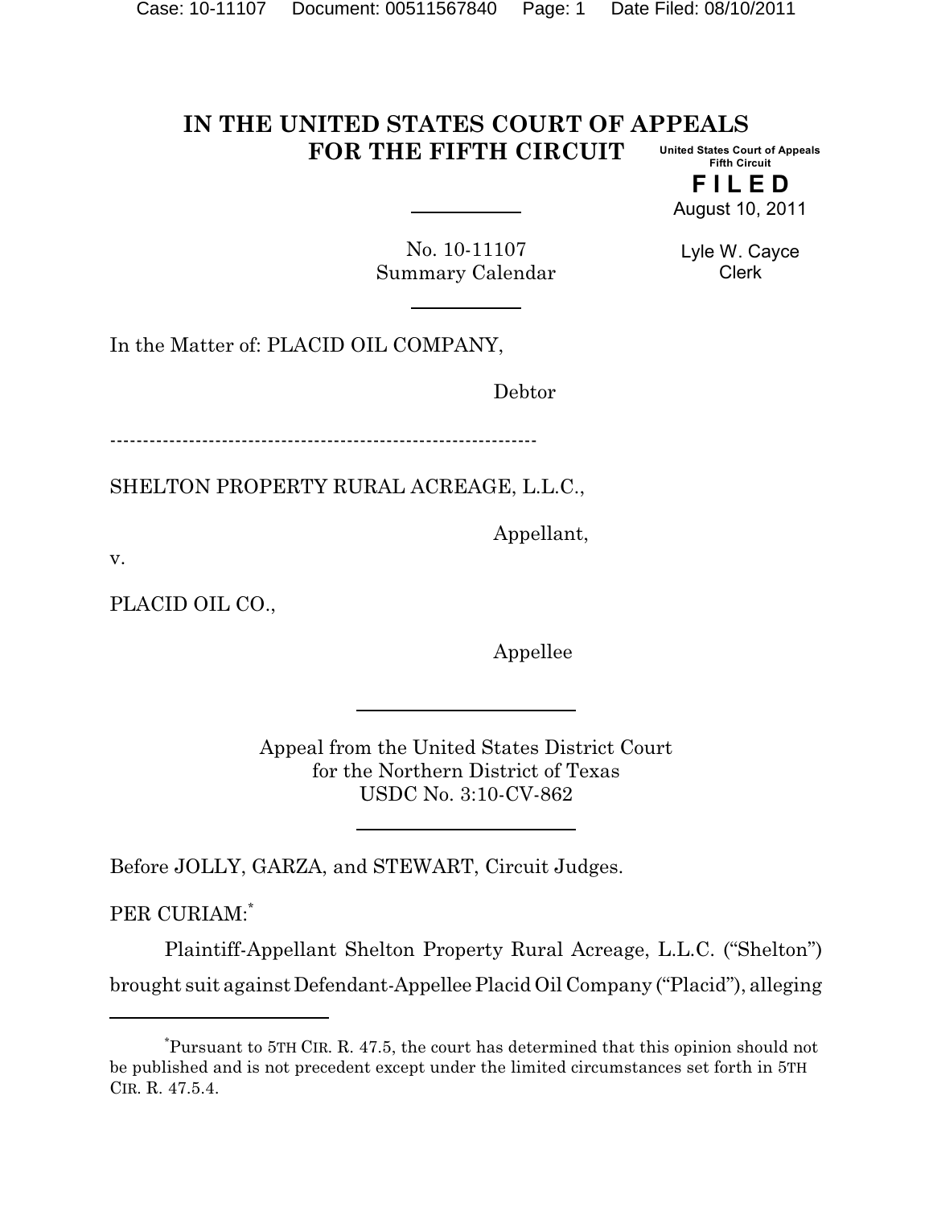# IN THE UNITED STATES COURT OF APPEALS FOR THE FIFTH CIRCUIT

United States Court of Appeals
Fifth Circuit

**FILED**
August 10, 2011

Lyle W. Cayce
Clerk

No. 10-11107
Summary Calendar

In the Matter of: PLACID OIL COMPANY,

Debtor

---

SHELTON PROPERTY RURAL ACREAGE, L.L.C.,

Appellant,

v.

PLACID OIL CO.,

Appellee

Appeal from the United States District Court
for the Northern District of Texas
USDC No. 3:10-CV-862

Before JOLLY, GARZA, and STEWART, Circuit Judges.

PER CURIAM:*

Plaintiff-Appellant Shelton Property Rural Acreage, L.L.C. ("Shelton") brought suit against Defendant-Appellee Placid Oil Company ("Placid"), alleging

---

*Pursuant to 5TH CIR. R. 47.5, the court has determined that this opinion should not be published and is not precedent except under the limited circumstances set forth in 5TH CIR. R. 47.5.4.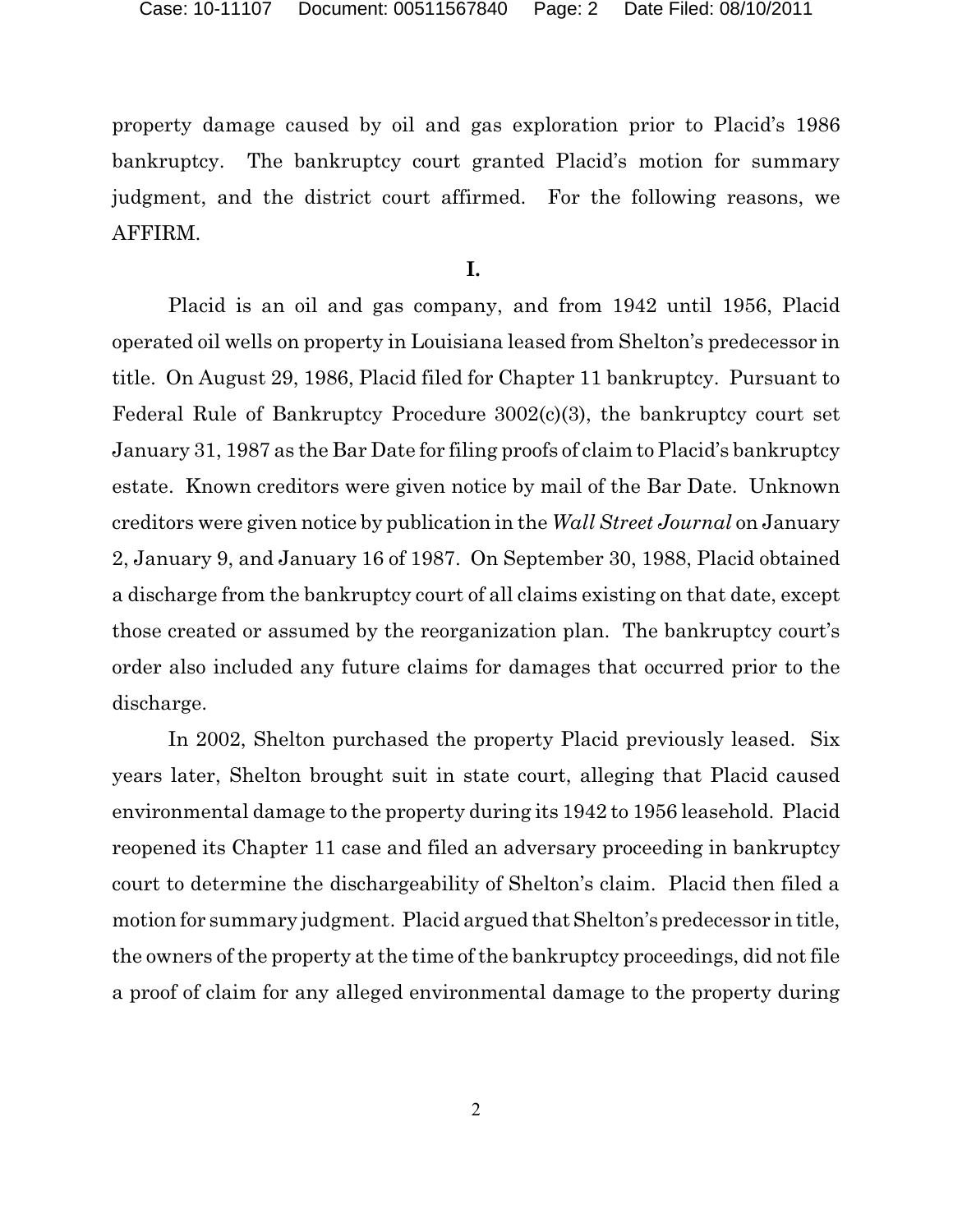property damage caused by oil and gas exploration prior to Placid's 1986 bankruptcy. The bankruptcy court granted Placid's motion for summary judgment, and the district court affirmed. For the following reasons, we AFFIRM.

## I.

Placid is an oil and gas company, and from 1942 until 1956, Placid operated oil wells on property in Louisiana leased from Shelton's predecessor in title. On August 29, 1986, Placid filed for Chapter 11 bankruptcy. Pursuant to Federal Rule of Bankruptcy Procedure 3002(c)(3), the bankruptcy court set January 31, 1987 as the Bar Date for filing proofs of claim to Placid's bankruptcy estate. Known creditors were given notice by mail of the Bar Date. Unknown creditors were given notice by publication in the *Wall Street Journal* on January 2, January 9, and January 16 of 1987. On September 30, 1988, Placid obtained a discharge from the bankruptcy court of all claims existing on that date, except those created or assumed by the reorganization plan. The bankruptcy court's order also included any future claims for damages that occurred prior to the discharge.

In 2002, Shelton purchased the property Placid previously leased. Six years later, Shelton brought suit in state court, alleging that Placid caused environmental damage to the property during its 1942 to 1956 leasehold. Placid reopened its Chapter 11 case and filed an adversary proceeding in bankruptcy court to determine the dischargeability of Shelton's claim. Placid then filed a motion for summary judgment. Placid argued that Shelton's predecessor in title, the owners of the property at the time of the bankruptcy proceedings, did not file a proof of claim for any alleged environmental damage to the property during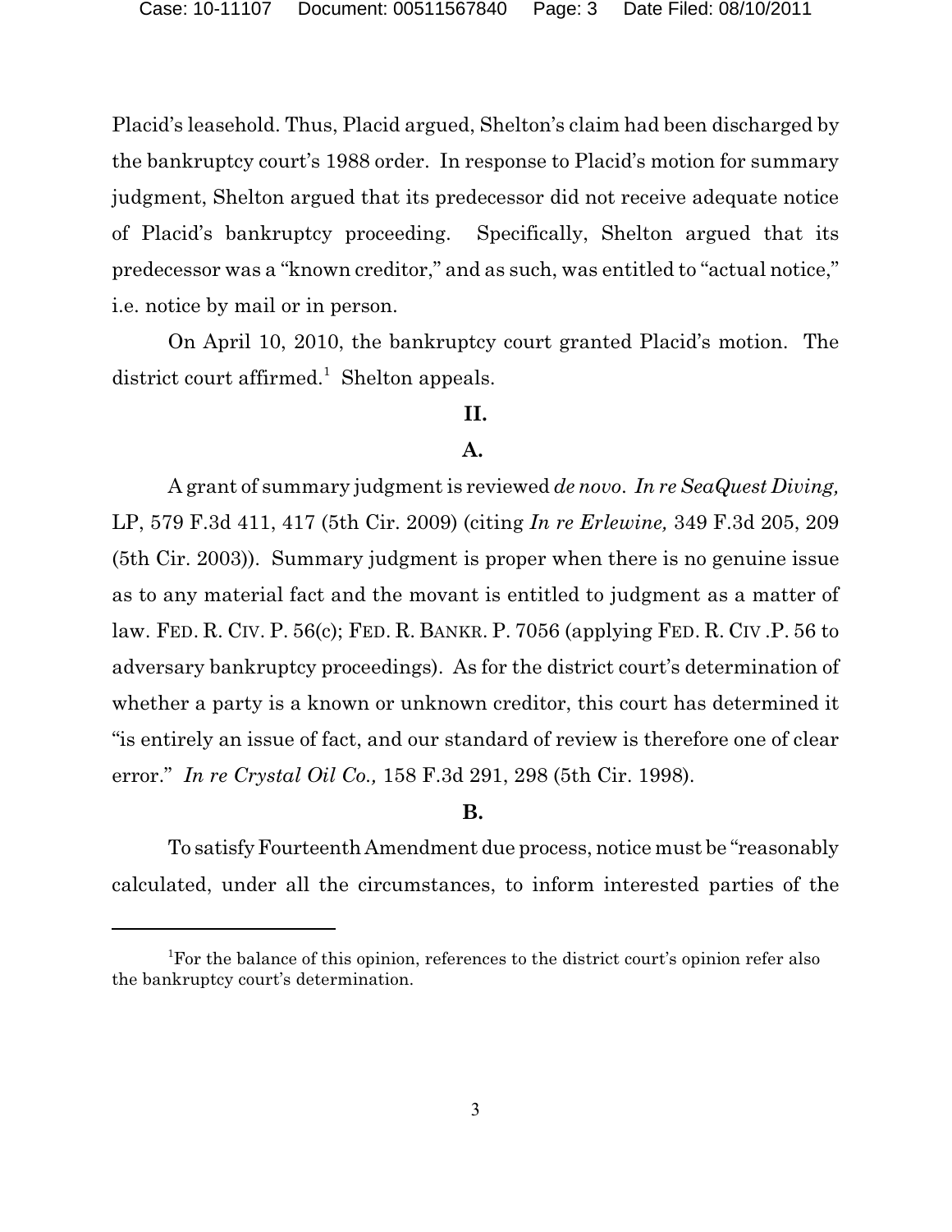Placid's leasehold. Thus, Placid argued, Shelton's claim had been discharged by the bankruptcy court's 1988 order. In response to Placid's motion for summary judgment, Shelton argued that its predecessor did not receive adequate notice of Placid's bankruptcy proceeding. Specifically, Shelton argued that its predecessor was a "known creditor," and as such, was entitled to "actual notice," i.e. notice by mail or in person.

On April 10, 2010, the bankruptcy court granted Placid's motion. The district court affirmed.[1] Shelton appeals.

## II.

### A.

A grant of summary judgment is reviewed *de novo*. *In re SeaQuest Diving,* LP, 579 F.3d 411, 417 (5th Cir. 2009) (citing *In re Erlewine,* 349 F.3d 205, 209 (5th Cir. 2003)). Summary judgment is proper when there is no genuine issue as to any material fact and the movant is entitled to judgment as a matter of law. FED. R. CIV. P. 56(c); FED. R. BANKR. P. 7056 (applying FED. R. CIV .P. 56 to adversary bankruptcy proceedings). As for the district court's determination of whether a party is a known or unknown creditor, this court has determined it "is entirely an issue of fact, and our standard of review is therefore one of clear error." *In re Crystal Oil Co.,* 158 F.3d 291, 298 (5th Cir. 1998).

### B.

To satisfy Fourteenth Amendment due process, notice must be "reasonably calculated, under all the circumstances, to inform interested parties of the

---

[1] For the balance of this opinion, references to the district court's opinion refer also the bankruptcy court's determination.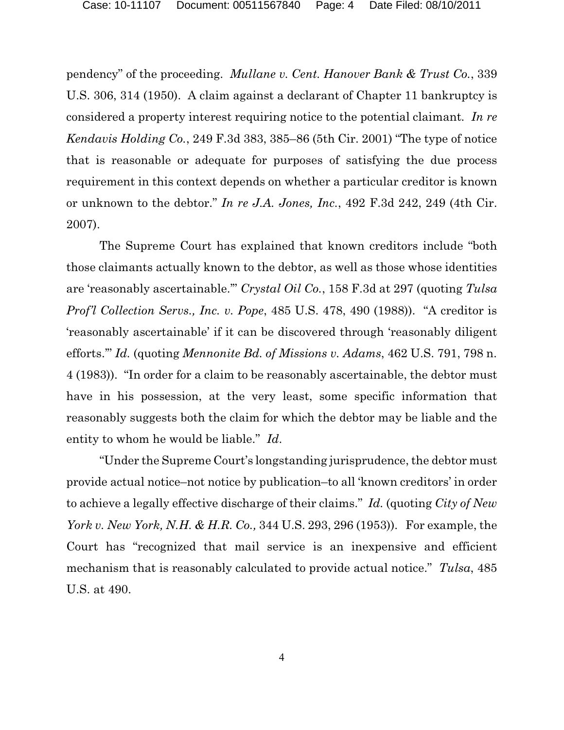pendency" of the proceeding. *Mullane v. Cent. Hanover Bank & Trust Co.*, 339 U.S. 306, 314 (1950). A claim against a declarant of Chapter 11 bankruptcy is considered a property interest requiring notice to the potential claimant. *In re Kendavis Holding Co.*, 249 F.3d 383, 385–86 (5th Cir. 2001) "The type of notice that is reasonable or adequate for purposes of satisfying the due process requirement in this context depends on whether a particular creditor is known or unknown to the debtor." *In re J.A. Jones, Inc.*, 492 F.3d 242, 249 (4th Cir. 2007).

The Supreme Court has explained that known creditors include "both those claimants actually known to the debtor, as well as those whose identities are 'reasonably ascertainable.'" *Crystal Oil Co.*, 158 F.3d at 297 (quoting *Tulsa Prof'l Collection Servs., Inc. v. Pope*, 485 U.S. 478, 490 (1988)). "A creditor is 'reasonably ascertainable' if it can be discovered through 'reasonably diligent efforts.'" *Id.* (quoting *Mennonite Bd. of Missions v. Adams*, 462 U.S. 791, 798 n. 4 (1983)). "In order for a claim to be reasonably ascertainable, the debtor must have in his possession, at the very least, some specific information that reasonably suggests both the claim for which the debtor may be liable and the entity to whom he would be liable." *Id*.

"Under the Supreme Court's longstanding jurisprudence, the debtor must provide actual notice–not notice by publication–to all 'known creditors' in order to achieve a legally effective discharge of their claims." *Id.* (quoting *City of New York v. New York, N.H. & H.R. Co.,* 344 U.S. 293, 296 (1953)). For example, the Court has "recognized that mail service is an inexpensive and efficient mechanism that is reasonably calculated to provide actual notice." *Tulsa*, 485 U.S. at 490.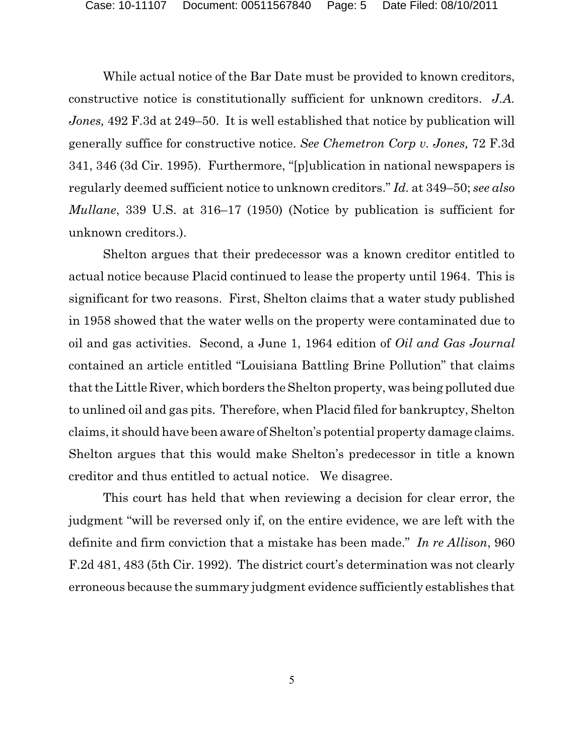While actual notice of the Bar Date must be provided to known creditors, constructive notice is constitutionally sufficient for unknown creditors. *J.A. Jones,* 492 F.3d at 249–50. It is well established that notice by publication will generally suffice for constructive notice. *See Chemetron Corp v. Jones,* 72 F.3d 341, 346 (3d Cir. 1995). Furthermore, "[p]ublication in national newspapers is regularly deemed sufficient notice to unknown creditors." *Id.* at 349–50; *see also Mullane*, 339 U.S. at 316–17 (1950) (Notice by publication is sufficient for unknown creditors.).

Shelton argues that their predecessor was a known creditor entitled to actual notice because Placid continued to lease the property until 1964. This is significant for two reasons. First, Shelton claims that a water study published in 1958 showed that the water wells on the property were contaminated due to oil and gas activities. Second, a June 1, 1964 edition of *Oil and Gas Journal* contained an article entitled "Louisiana Battling Brine Pollution" that claims that the Little River, which borders the Shelton property, was being polluted due to unlined oil and gas pits. Therefore, when Placid filed for bankruptcy, Shelton claims, it should have been aware of Shelton's potential property damage claims. Shelton argues that this would make Shelton's predecessor in title a known creditor and thus entitled to actual notice. We disagree.

This court has held that when reviewing a decision for clear error, the judgment "will be reversed only if, on the entire evidence, we are left with the definite and firm conviction that a mistake has been made." *In re Allison*, 960 F.2d 481, 483 (5th Cir. 1992). The district court's determination was not clearly erroneous because the summary judgment evidence sufficiently establishes that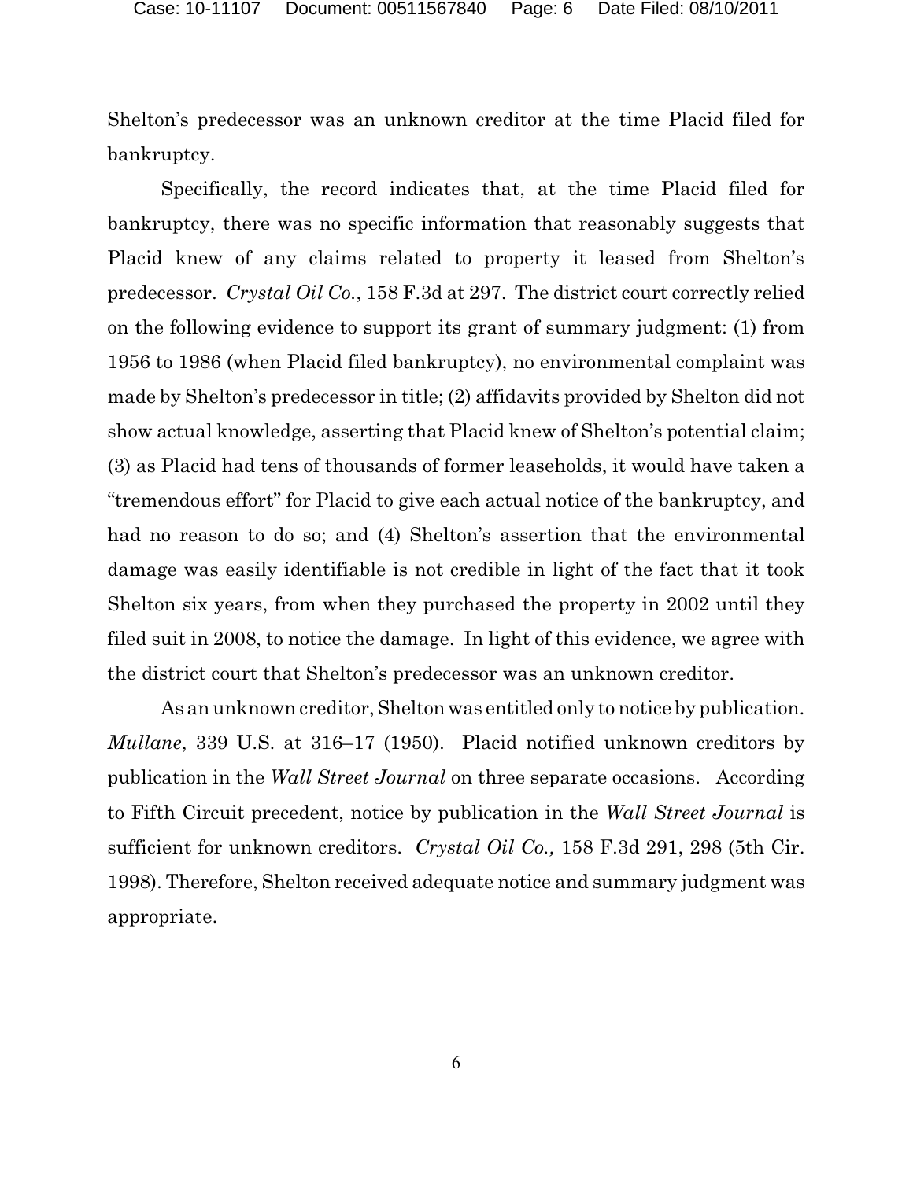Shelton's predecessor was an unknown creditor at the time Placid filed for bankruptcy.

Specifically, the record indicates that, at the time Placid filed for bankruptcy, there was no specific information that reasonably suggests that Placid knew of any claims related to property it leased from Shelton's predecessor. *Crystal Oil Co.*, 158 F.3d at 297. The district court correctly relied on the following evidence to support its grant of summary judgment: (1) from 1956 to 1986 (when Placid filed bankruptcy), no environmental complaint was made by Shelton's predecessor in title; (2) affidavits provided by Shelton did not show actual knowledge, asserting that Placid knew of Shelton's potential claim; (3) as Placid had tens of thousands of former leaseholds, it would have taken a "tremendous effort" for Placid to give each actual notice of the bankruptcy, and had no reason to do so; and (4) Shelton's assertion that the environmental damage was easily identifiable is not credible in light of the fact that it took Shelton six years, from when they purchased the property in 2002 until they filed suit in 2008, to notice the damage. In light of this evidence, we agree with the district court that Shelton's predecessor was an unknown creditor.

As an unknown creditor, Shelton was entitled only to notice by publication. *Mullane*, 339 U.S. at 316–17 (1950). Placid notified unknown creditors by publication in the *Wall Street Journal* on three separate occasions. According to Fifth Circuit precedent, notice by publication in the *Wall Street Journal* is sufficient for unknown creditors. *Crystal Oil Co.,* 158 F.3d 291, 298 (5th Cir. 1998). Therefore, Shelton received adequate notice and summary judgment was appropriate.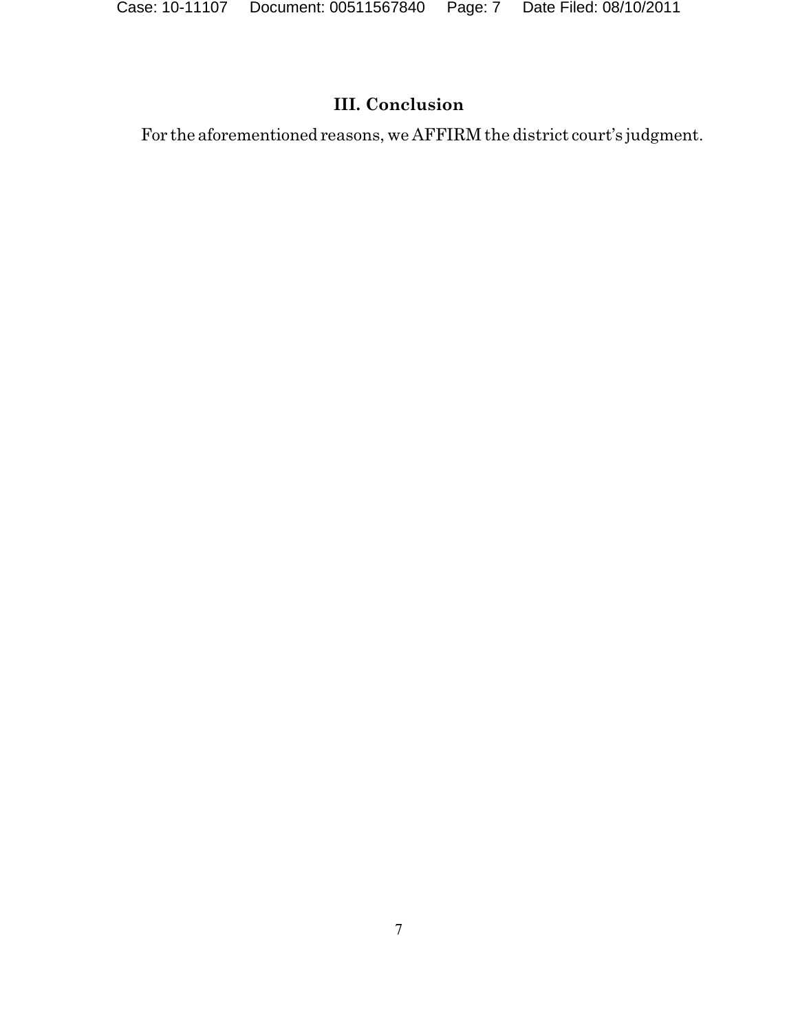### III. Conclusion

For the aforementioned reasons, we AFFIRM the district court's judgment.